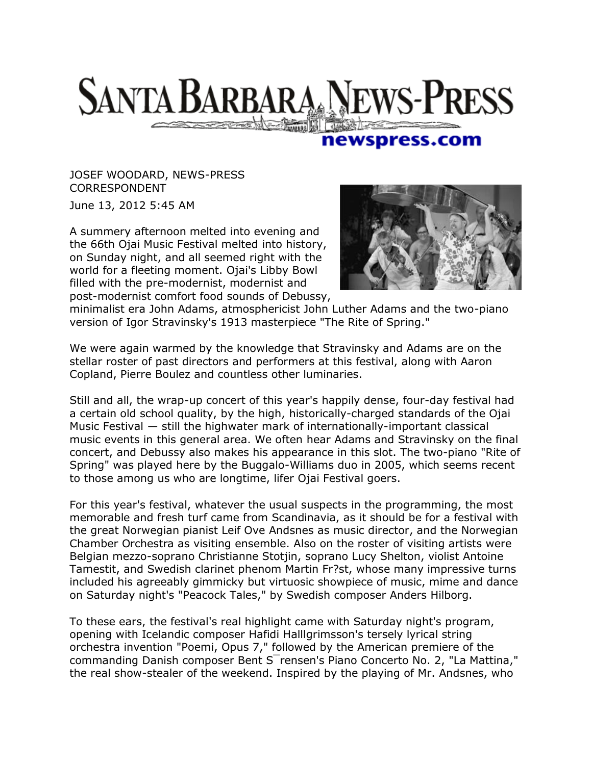# SANTA BARBARA NEWS-PRESS

newspress.com

JOSEF WOODARD, NEWS-PRESS CORRESPONDENT

June 13, 2012 5:45 AM

A summery afternoon melted into evening and the 66th Ojai Music Festival melted into history, on Sunday night, and all seemed right with the world for a fleeting moment. Ojai's Libby Bowl filled with the pre-modernist, modernist and post-modernist comfort food sounds of Debussy, minimalist era John Adams, atmosphericist John Luther Adams and the two-piano version of Igor Stravinsky's 1913 masterpiece "The Rite of Spring."

We were again warmed by the knowledge that Stravinsky and Adams are on the stellar roster of past directors and performers at this festival, along with Aaron Copland, Pierre Boulez and countless other luminaries.

Still and all, the wrap-up concert of this year's happily dense, four-day festival had a certain old school quality, by the high, historically-charged standards of the Ojai Music Festival — still the highwater mark of internationally-important classical music events in this general area. We often hear Adams and Stravinsky on the final concert, and Debussy also makes his appearance in this slot. The two-piano "Rite of Spring" was played here by the Buggalo-Williams duo in 2005, which seems recent to those among us who are longtime, lifer Ojai Festival goers.

For this year's festival, whatever the usual suspects in the programming, the most memorable and fresh turf came from Scandinavia, as it should be for a festival with the great Norwegian pianist Leif Ove Andsnes as music director, and the Norwegian Chamber Orchestra as visiting ensemble. Also on the roster of visiting artists were Belgian mezzo-soprano Christianne Stotjin, soprano Lucy Shelton, violist Antoine Tamestit, and Swedish clarinet phenom Martin Fr?st, whose many impressive turns included his agreeably gimmicky but virtuosic showpiece of music, mime and dance on Saturday night's "Peacock Tales," by Swedish composer Anders Hilborg.

To these ears, the festival's real highlight came with Saturday night's program, opening with Icelandic composer Hafidi Halllgrimsson's tersely lyrical string orchestra invention "Poemi, Opus 7," followed by the American premiere of the commanding Danish composer Bent S¯rensen's Piano Concerto No. 2, "La Mattina," the real show-stealer of the weekend. Inspired by the playing of Mr. Andsnes, who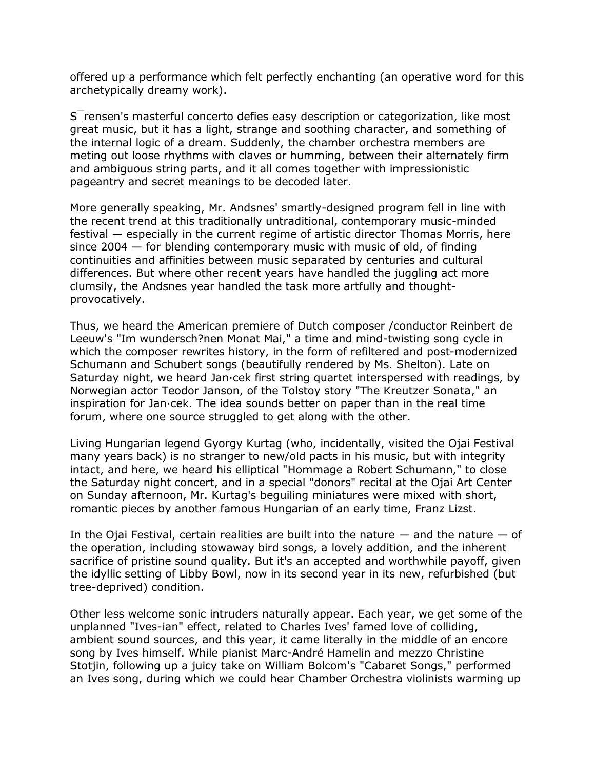offered up a performance which felt perfectly enchanting (an operative word for this archetypically dreamy work).

S¯rensen's masterful concerto defies easy description or categorization, like most great music, but it has a light, strange and soothing character, and something of the internal logic of a dream. Suddenly, the chamber orchestra members are meting out loose rhythms with claves or humming, between their alternately firm and ambiguous string parts, and it all comes together with impressionistic pageantry and secret meanings to be decoded later.

More generally speaking, Mr. Andsnes' smartly-designed program fell in line with the recent trend at this traditionally untraditional, contemporary music-minded festival — especially in the current regime of artistic director Thomas Morris, here since 2004 — for blending contemporary music with music of old, of finding continuities and affinities between music separated by centuries and cultural differences. But where other recent years have handled the juggling act more clumsily, the Andsnes year handled the task more artfully and thought-provocatively.

Thus, we heard the American premiere of Dutch composer /conductor Reinbert de Leeuw's "Im wundersch?nen Monat Mai," a time and mind-twisting song cycle in which the composer rewrites history, in the form of refiltered and post-modernized Schumann and Schubert songs (beautifully rendered by Ms. Shelton). Late on Saturday night, we heard Jan·cek first string quartet interspersed with readings, by Norwegian actor Teodor Janson, of the Tolstoy story "The Kreutzer Sonata," an inspiration for Jan·cek. The idea sounds better on paper than in the real time forum, where one source struggled to get along with the other.

Living Hungarian legend Gyorgy Kurtag (who, incidentally, visited the Ojai Festival many years back) is no stranger to new/old pacts in his music, but with integrity intact, and here, we heard his elliptical "Hommage a Robert Schumann," to close the Saturday night concert, and in a special "donors" recital at the Ojai Art Center on Sunday afternoon, Mr. Kurtag's beguiling miniatures were mixed with short, romantic pieces by another famous Hungarian of an early time, Franz Lizst.

In the Ojai Festival, certain realities are built into the nature — and the nature — of the operation, including stowaway bird songs, a lovely addition, and the inherent sacrifice of pristine sound quality. But it's an accepted and worthwhile payoff, given the idyllic setting of Libby Bowl, now in its second year in its new, refurbished (but tree-deprived) condition.

Other less welcome sonic intruders naturally appear. Each year, we get some of the unplanned "Ives-ian" effect, related to Charles Ives' famed love of colliding, ambient sound sources, and this year, it came literally in the middle of an encore song by Ives himself. While pianist Marc-André Hamelin and mezzo Christine Stotjin, following up a juicy take on William Bolcom's "Cabaret Songs," performed an Ives song, during which we could hear Chamber Orchestra violinists warming up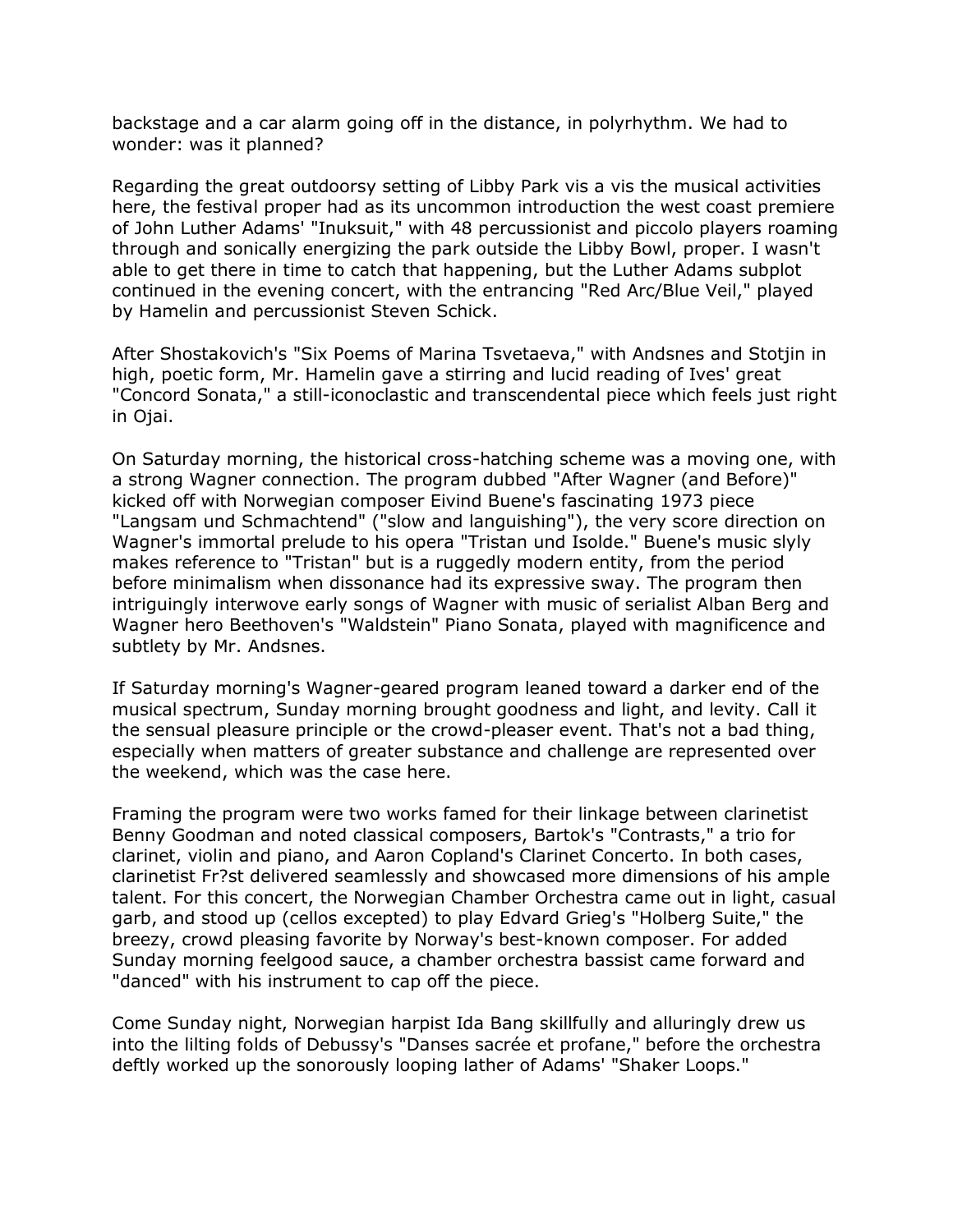backstage and a car alarm going off in the distance, in polyrhythm. We had to wonder: was it planned?

Regarding the great outdoorsy setting of Libby Park vis a vis the musical activities here, the festival proper had as its uncommon introduction the west coast premiere of John Luther Adams' "Inuksuit," with 48 percussionist and piccolo players roaming through and sonically energizing the park outside the Libby Bowl, proper. I wasn't able to get there in time to catch that happening, but the Luther Adams subplot continued in the evening concert, with the entrancing "Red Arc/Blue Veil," played by Hamelin and percussionist Steven Schick.

After Shostakovich's "Six Poems of Marina Tsvetaeva," with Andsnes and Stotjin in high, poetic form, Mr. Hamelin gave a stirring and lucid reading of Ives' great "Concord Sonata," a still-iconoclastic and transcendental piece which feels just right in Ojai.

On Saturday morning, the historical cross-hatching scheme was a moving one, with a strong Wagner connection. The program dubbed "After Wagner (and Before)" kicked off with Norwegian composer Eivind Buene's fascinating 1973 piece "Langsam und Schmachtend" ("slow and languishing"), the very score direction on Wagner's immortal prelude to his opera "Tristan und Isolde." Buene's music slyly makes reference to "Tristan" but is a ruggedly modern entity, from the period before minimalism when dissonance had its expressive sway. The program then intriguingly interwove early songs of Wagner with music of serialist Alban Berg and Wagner hero Beethoven's "Waldstein" Piano Sonata, played with magnificence and subtlety by Mr. Andsnes.

If Saturday morning's Wagner-geared program leaned toward a darker end of the musical spectrum, Sunday morning brought goodness and light, and levity. Call it the sensual pleasure principle or the crowd-pleaser event. That's not a bad thing, especially when matters of greater substance and challenge are represented over the weekend, which was the case here.

Framing the program were two works famed for their linkage between clarinetist Benny Goodman and noted classical composers, Bartok's "Contrasts," a trio for clarinet, violin and piano, and Aaron Copland's Clarinet Concerto. In both cases, clarinetist Fr?st delivered seamlessly and showcased more dimensions of his ample talent. For this concert, the Norwegian Chamber Orchestra came out in light, casual garb, and stood up (cellos excepted) to play Edvard Grieg's "Holberg Suite," the breezy, crowd pleasing favorite by Norway's best-known composer. For added Sunday morning feelgood sauce, a chamber orchestra bassist came forward and "danced" with his instrument to cap off the piece.

Come Sunday night, Norwegian harpist Ida Bang skillfully and alluringly drew us into the lilting folds of Debussy's "Danses sacrée et profane," before the orchestra deftly worked up the sonorously looping lather of Adams' "Shaker Loops."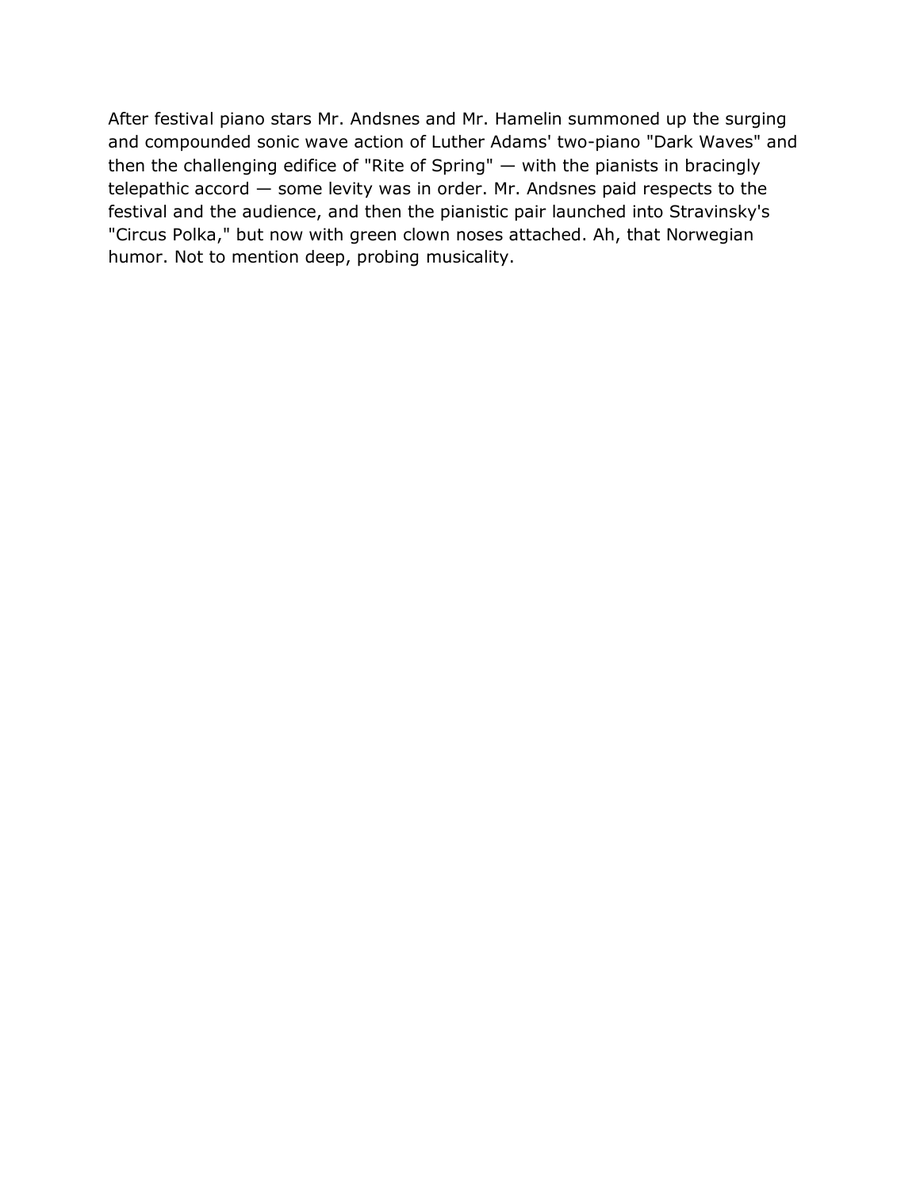After festival piano stars Mr. Andsnes and Mr. Hamelin summoned up the surging and compounded sonic wave action of Luther Adams' two-piano "Dark Waves" and then the challenging edifice of "Rite of Spring" — with the pianists in bracingly telepathic accord — some levity was in order. Mr. Andsnes paid respects to the festival and the audience, and then the pianistic pair launched into Stravinsky's "Circus Polka," but now with green clown noses attached. Ah, that Norwegian humor. Not to mention deep, probing musicality.